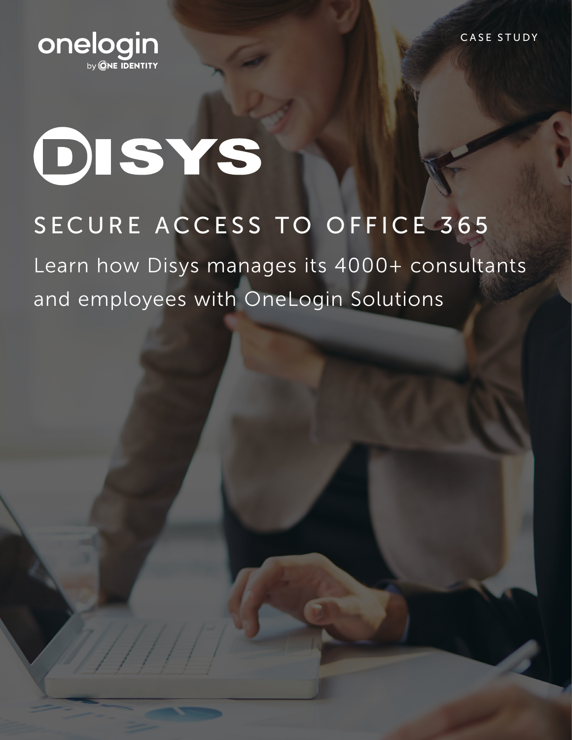onelogin by ONE IDENTITY

CASE STUDY

# DISYS

## SECURE ACCESS TO OFFICE 365

Learn how Disys manages its 4000+ consultants and employees with OneLogin Solutions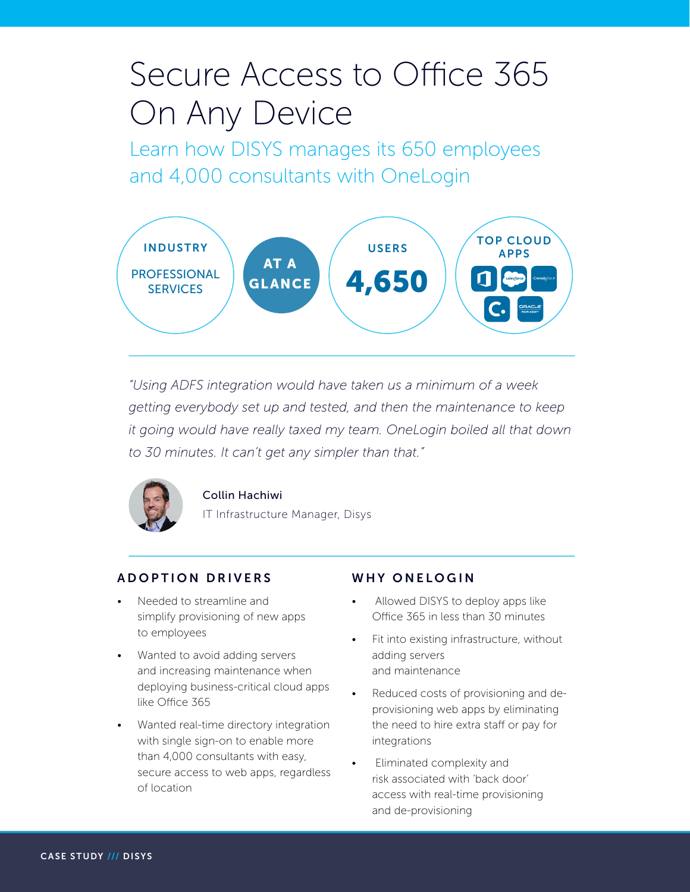# Secure Access to Office 365 On Any Device

## Learn how DISYS manages its 650 employees and 4,000 consultants with OneLogin

**AT A GLANCE**

**INDUSTRY**
PROFESSIONAL SERVICES

**USERS**
**4,650**

**TOP CLOUD APPS**

*"Using ADFS integration would have taken us a minimum of a week getting everybody set up and tested, and then the maintenance to keep it going would have really taxed my team. OneLogin boiled all that down to 30 minutes. It can't get any simpler than that."*

Collin Hachiwi
IT Infrastructure Manager, Disys

### ADOPTION DRIVERS

- Needed to streamline and simplify provisioning of new apps to employees
- Wanted to avoid adding servers and increasing maintenance when deploying business-critical cloud apps like Office 365
- Wanted real-time directory integration with single sign-on to enable more than 4,000 consultants with easy, secure access to web apps, regardless of location

### WHY ONELOGIN

- Allowed DISYS to deploy apps like Office 365 in less than 30 minutes
- Fit into existing infrastructure, without adding servers and maintenance
- Reduced costs of provisioning and de-provisioning web apps by eliminating the need to hire extra staff or pay for integrations
- Eliminated complexity and risk associated with 'back door' access with real-time provisioning and de-provisioning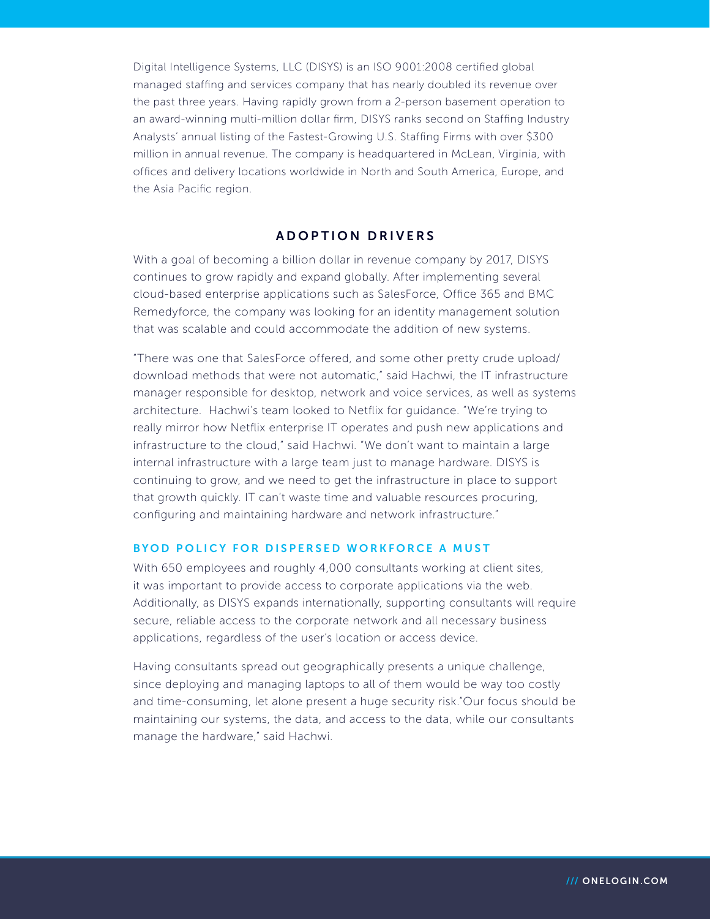Digital Intelligence Systems, LLC (DISYS) is an ISO 9001:2008 certified global managed staffing and services company that has nearly doubled its revenue over the past three years. Having rapidly grown from a 2-person basement operation to an award-winning multi-million dollar firm, DISYS ranks second on Staffing Industry Analysts' annual listing of the Fastest-Growing U.S. Staffing Firms with over $300 million in annual revenue. The company is headquartered in McLean, Virginia, with offices and delivery locations worldwide in North and South America, Europe, and the Asia Pacific region.

## ADOPTION DRIVERS

With a goal of becoming a billion dollar in revenue company by 2017, DISYS continues to grow rapidly and expand globally. After implementing several cloud-based enterprise applications such as SalesForce, Office 365 and BMC Remedyforce, the company was looking for an identity management solution that was scalable and could accommodate the addition of new systems.

"There was one that SalesForce offered, and some other pretty crude upload/download methods that were not automatic," said Hachwi, the IT infrastructure manager responsible for desktop, network and voice services, as well as systems architecture. Hachwi's team looked to Netflix for guidance. "We're trying to really mirror how Netflix enterprise IT operates and push new applications and infrastructure to the cloud," said Hachwi. "We don't want to maintain a large internal infrastructure with a large team just to manage hardware. DISYS is continuing to grow, and we need to get the infrastructure in place to support that growth quickly. IT can't waste time and valuable resources procuring, configuring and maintaining hardware and network infrastructure."

### BYOD POLICY FOR DISPERSED WORKFORCE A MUST

With 650 employees and roughly 4,000 consultants working at client sites, it was important to provide access to corporate applications via the web. Additionally, as DISYS expands internationally, supporting consultants will require secure, reliable access to the corporate network and all necessary business applications, regardless of the user's location or access device.

Having consultants spread out geographically presents a unique challenge, since deploying and managing laptops to all of them would be way too costly and time-consuming, let alone present a huge security risk."Our focus should be maintaining our systems, the data, and access to the data, while our consultants manage the hardware," said Hachwi.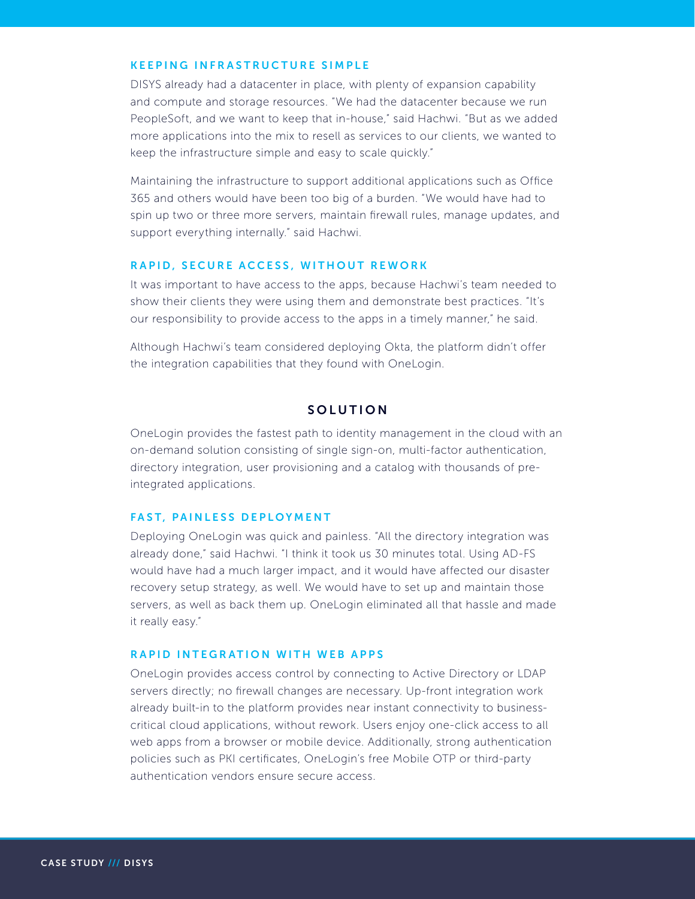### KEEPING INFRASTRUCTURE SIMPLE

DISYS already had a datacenter in place, with plenty of expansion capability and compute and storage resources. "We had the datacenter because we run PeopleSoft, and we want to keep that in-house," said Hachwi. "But as we added more applications into the mix to resell as services to our clients, we wanted to keep the infrastructure simple and easy to scale quickly."

Maintaining the infrastructure to support additional applications such as Office 365 and others would have been too big of a burden. "We would have had to spin up two or three more servers, maintain firewall rules, manage updates, and support everything internally." said Hachwi.

### RAPID, SECURE ACCESS, WITHOUT REWORK

It was important to have access to the apps, because Hachwi's team needed to show their clients they were using them and demonstrate best practices. "It's our responsibility to provide access to the apps in a timely manner," he said.

Although Hachwi's team considered deploying Okta, the platform didn't offer the integration capabilities that they found with OneLogin.

## SOLUTION

OneLogin provides the fastest path to identity management in the cloud with an on-demand solution consisting of single sign-on, multi-factor authentication, directory integration, user provisioning and a catalog with thousands of pre-integrated applications.

### FAST, PAINLESS DEPLOYMENT

Deploying OneLogin was quick and painless. "All the directory integration was already done," said Hachwi. "I think it took us 30 minutes total. Using AD-FS would have had a much larger impact, and it would have affected our disaster recovery setup strategy, as well. We would have to set up and maintain those servers, as well as back them up. OneLogin eliminated all that hassle and made it really easy."

### RAPID INTEGRATION WITH WEB APPS

OneLogin provides access control by connecting to Active Directory or LDAP servers directly; no firewall changes are necessary. Up-front integration work already built-in to the platform provides near instant connectivity to business-critical cloud applications, without rework. Users enjoy one-click access to all web apps from a browser or mobile device. Additionally, strong authentication policies such as PKI certificates, OneLogin's free Mobile OTP or third-party authentication vendors ensure secure access.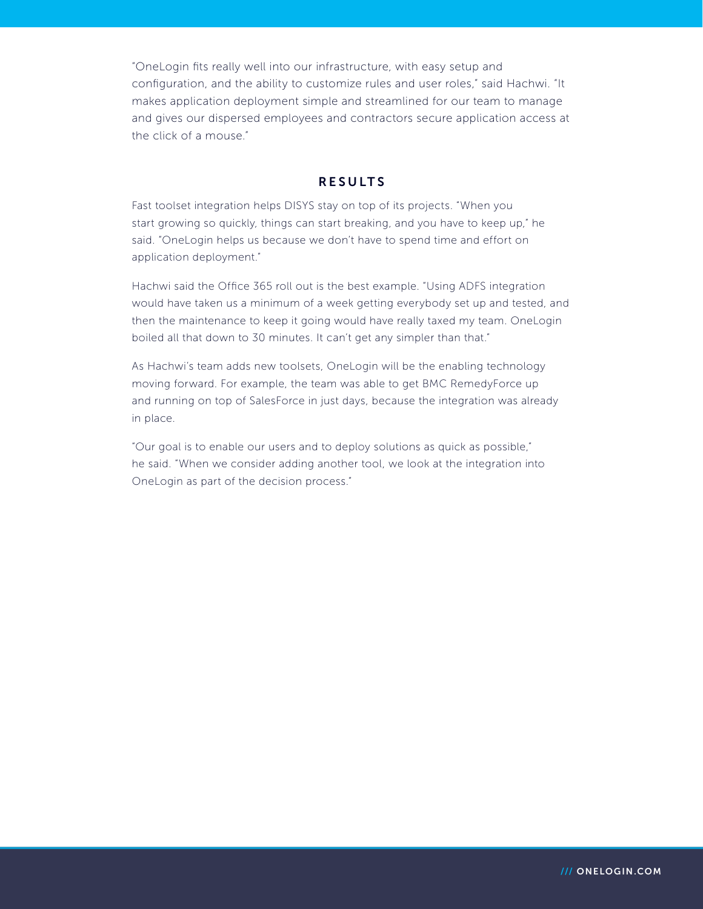"OneLogin fits really well into our infrastructure, with easy setup and configuration, and the ability to customize rules and user roles," said Hachwi. "It makes application deployment simple and streamlined for our team to manage and gives our dispersed employees and contractors secure application access at the click of a mouse."

## RESULTS

Fast toolset integration helps DISYS stay on top of its projects. "When you start growing so quickly, things can start breaking, and you have to keep up," he said. "OneLogin helps us because we don't have to spend time and effort on application deployment."

Hachwi said the Office 365 roll out is the best example. "Using ADFS integration would have taken us a minimum of a week getting everybody set up and tested, and then the maintenance to keep it going would have really taxed my team. OneLogin boiled all that down to 30 minutes. It can't get any simpler than that."

As Hachwi's team adds new toolsets, OneLogin will be the enabling technology moving forward. For example, the team was able to get BMC RemedyForce up and running on top of SalesForce in just days, because the integration was already in place.

"Our goal is to enable our users and to deploy solutions as quick as possible," he said. "When we consider adding another tool, we look at the integration into OneLogin as part of the decision process."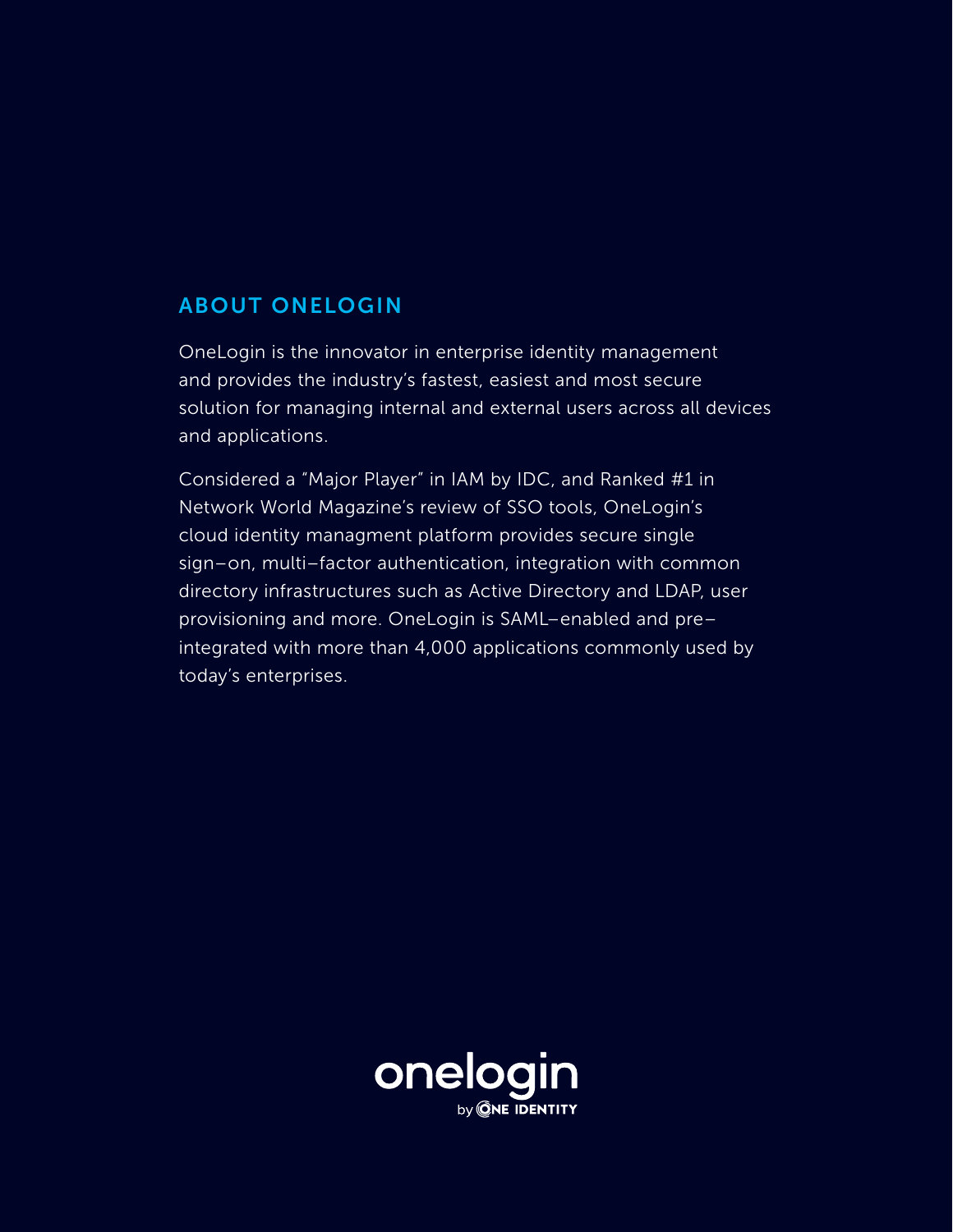## ABOUT ONELOGIN

OneLogin is the innovator in enterprise identity management and provides the industry's fastest, easiest and most secure solution for managing internal and external users across all devices and applications.

Considered a "Major Player" in IAM by IDC, and Ranked #1 in Network World Magazine's review of SSO tools, OneLogin's cloud identity managment platform provides secure single sign–on, multi–factor authentication, integration with common directory infrastructures such as Active Directory and LDAP, user provisioning and more. OneLogin is SAML–enabled and pre–integrated with more than 4,000 applications commonly used by today's enterprises.

onelogin
by ONE IDENTITY